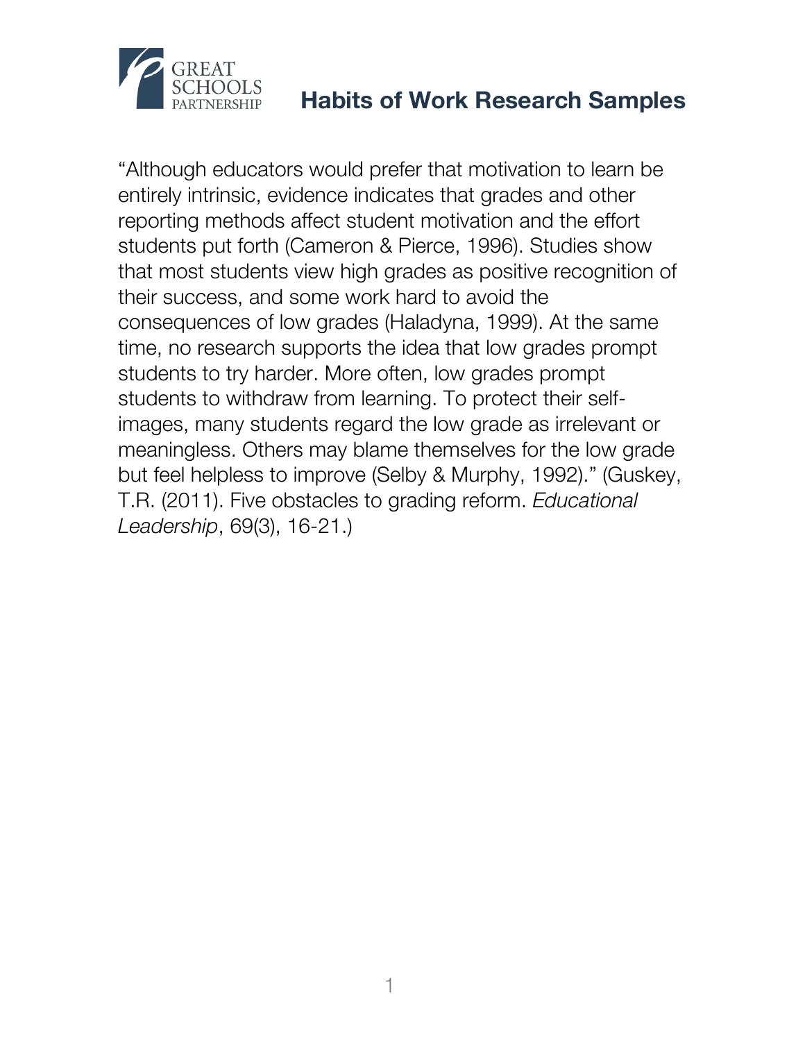# Habits of Work Research Samples

"Although educators would prefer that motivation to learn be entirely intrinsic, evidence indicates that grades and other reporting methods affect student motivation and the effort students put forth (Cameron & Pierce, 1996). Studies show that most students view high grades as positive recognition of their success, and some work hard to avoid the consequences of low grades (Haladyna, 1999). At the same time, no research supports the idea that low grades prompt students to try harder. More often, low grades prompt students to withdraw from learning. To protect their self-images, many students regard the low grade as irrelevant or meaningless. Others may blame themselves for the low grade but feel helpless to improve (Selby & Murphy, 1992)." (Guskey, T.R. (2011). Five obstacles to grading reform. *Educational Leadership*, 69(3), 16-21.)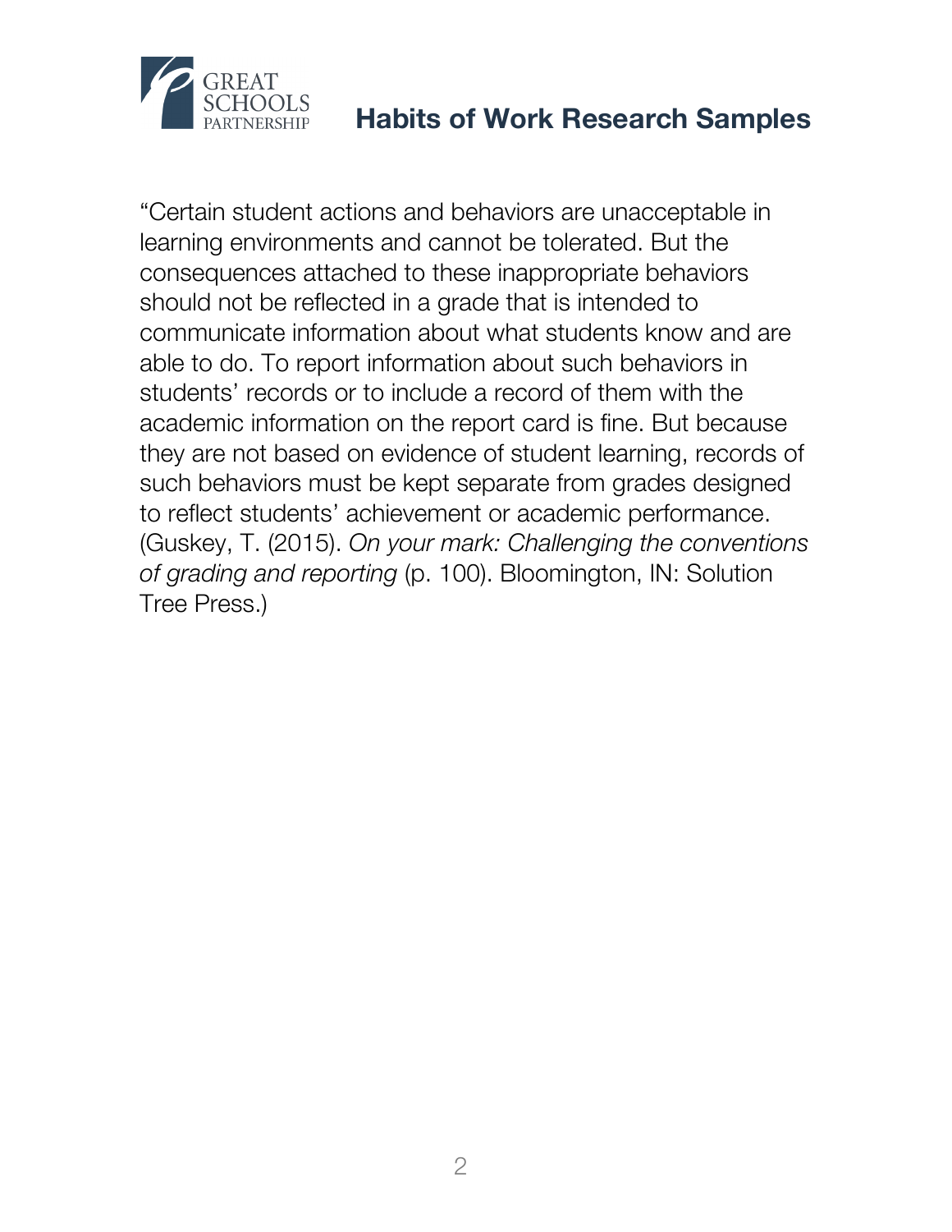"Certain student actions and behaviors are unacceptable in learning environments and cannot be tolerated. But the consequences attached to these inappropriate behaviors should not be reflected in a grade that is intended to communicate information about what students know and are able to do. To report information about such behaviors in students' records or to include a record of them with the academic information on the report card is fine. But because they are not based on evidence of student learning, records of such behaviors must be kept separate from grades designed to reflect students' achievement or academic performance. (Guskey, T. (2015). *On your mark: Challenging the conventions of grading and reporting* (p. 100). Bloomington, IN: Solution Tree Press.)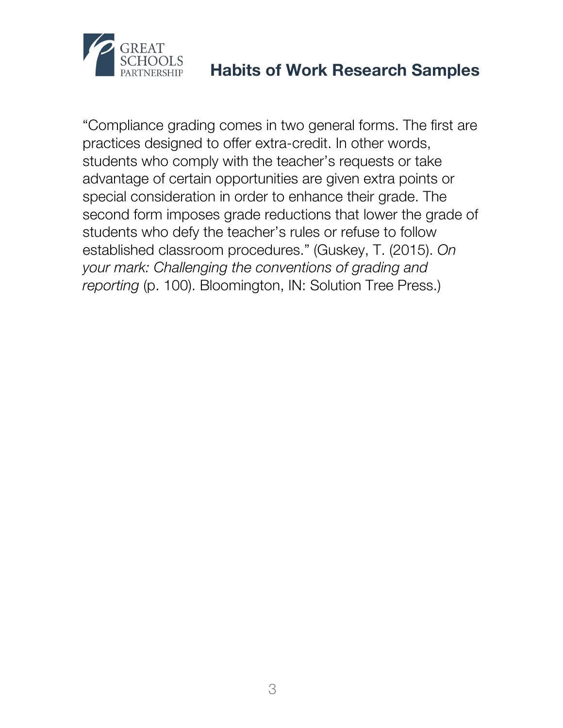"Compliance grading comes in two general forms. The first are practices designed to offer extra-credit. In other words, students who comply with the teacher's requests or take advantage of certain opportunities are given extra points or special consideration in order to enhance their grade. The second form imposes grade reductions that lower the grade of students who defy the teacher's rules or refuse to follow established classroom procedures." (Guskey, T. (2015). *On your mark: Challenging the conventions of grading and reporting* (p. 100). Bloomington, IN: Solution Tree Press.)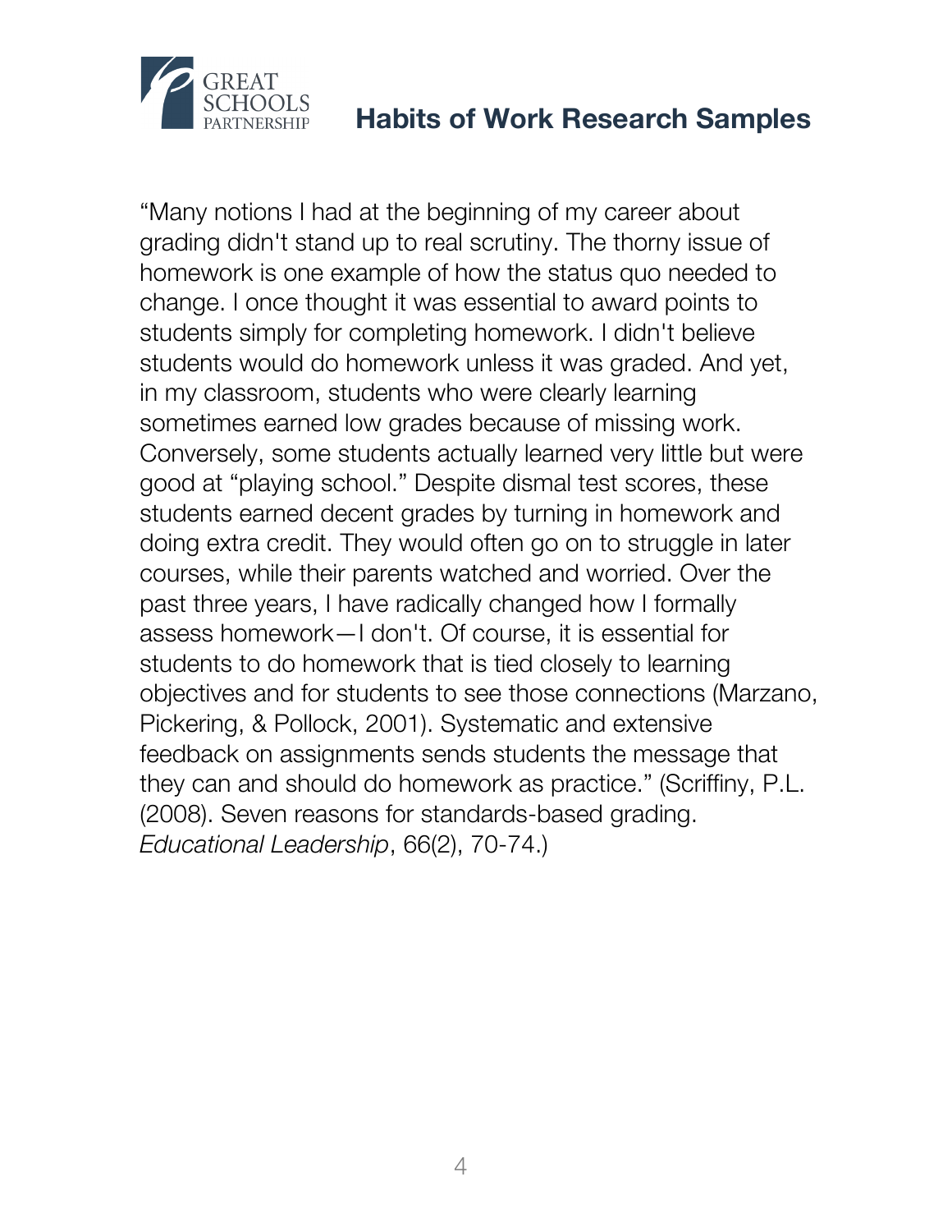"Many notions I had at the beginning of my career about grading didn't stand up to real scrutiny. The thorny issue of homework is one example of how the status quo needed to change. I once thought it was essential to award points to students simply for completing homework. I didn't believe students would do homework unless it was graded. And yet, in my classroom, students who were clearly learning sometimes earned low grades because of missing work. Conversely, some students actually learned very little but were good at "playing school." Despite dismal test scores, these students earned decent grades by turning in homework and doing extra credit. They would often go on to struggle in later courses, while their parents watched and worried. Over the past three years, I have radically changed how I formally assess homework—I don't. Of course, it is essential for students to do homework that is tied closely to learning objectives and for students to see those connections (Marzano, Pickering, & Pollock, 2001). Systematic and extensive feedback on assignments sends students the message that they can and should do homework as practice." (Scriffiny, P.L. (2008). Seven reasons for standards-based grading. *Educational Leadership*, 66(2), 70-74.)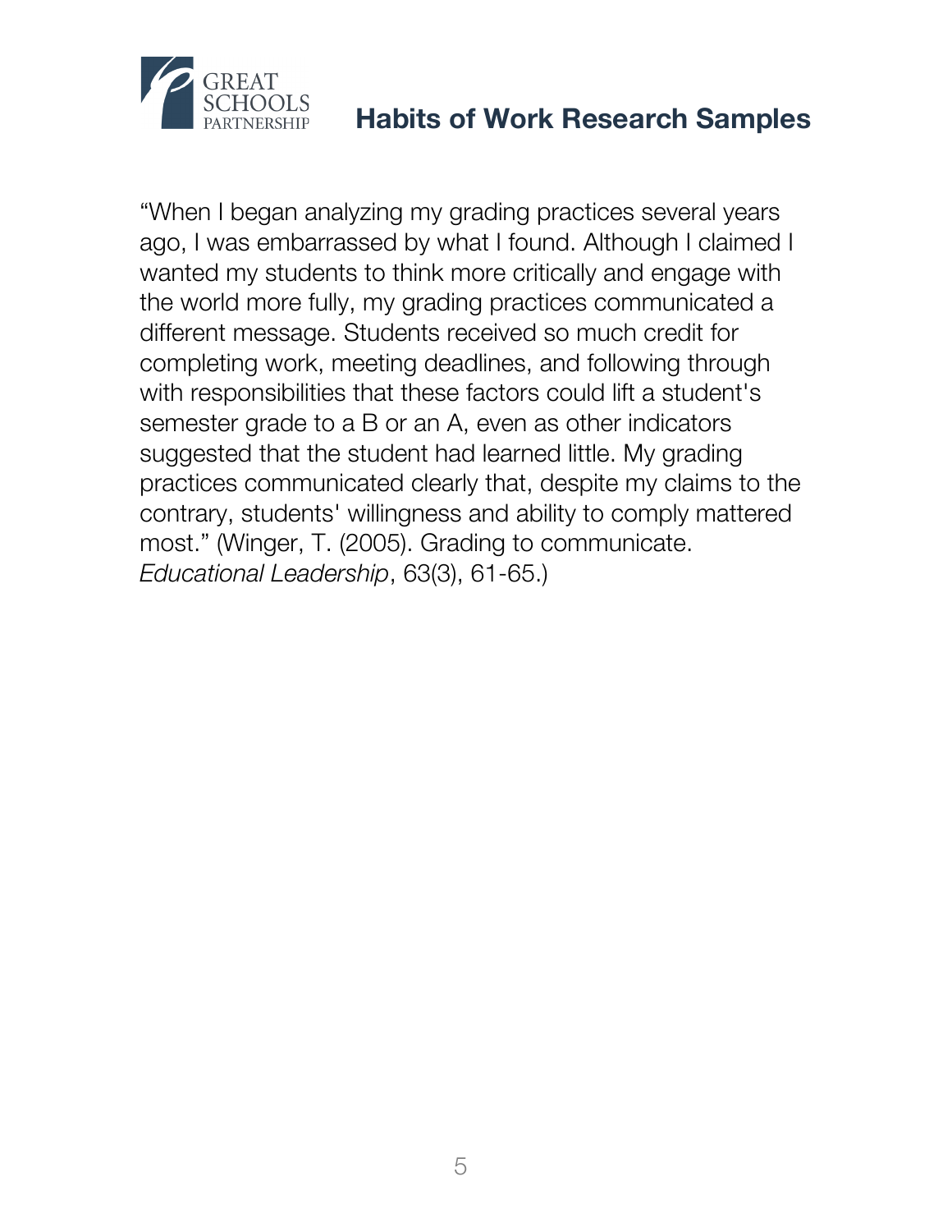"When I began analyzing my grading practices several years ago, I was embarrassed by what I found. Although I claimed I wanted my students to think more critically and engage with the world more fully, my grading practices communicated a different message. Students received so much credit for completing work, meeting deadlines, and following through with responsibilities that these factors could lift a student's semester grade to a B or an A, even as other indicators suggested that the student had learned little. My grading practices communicated clearly that, despite my claims to the contrary, students' willingness and ability to comply mattered most." (Winger, T. (2005). Grading to communicate. *Educational Leadership*, 63(3), 61-65.)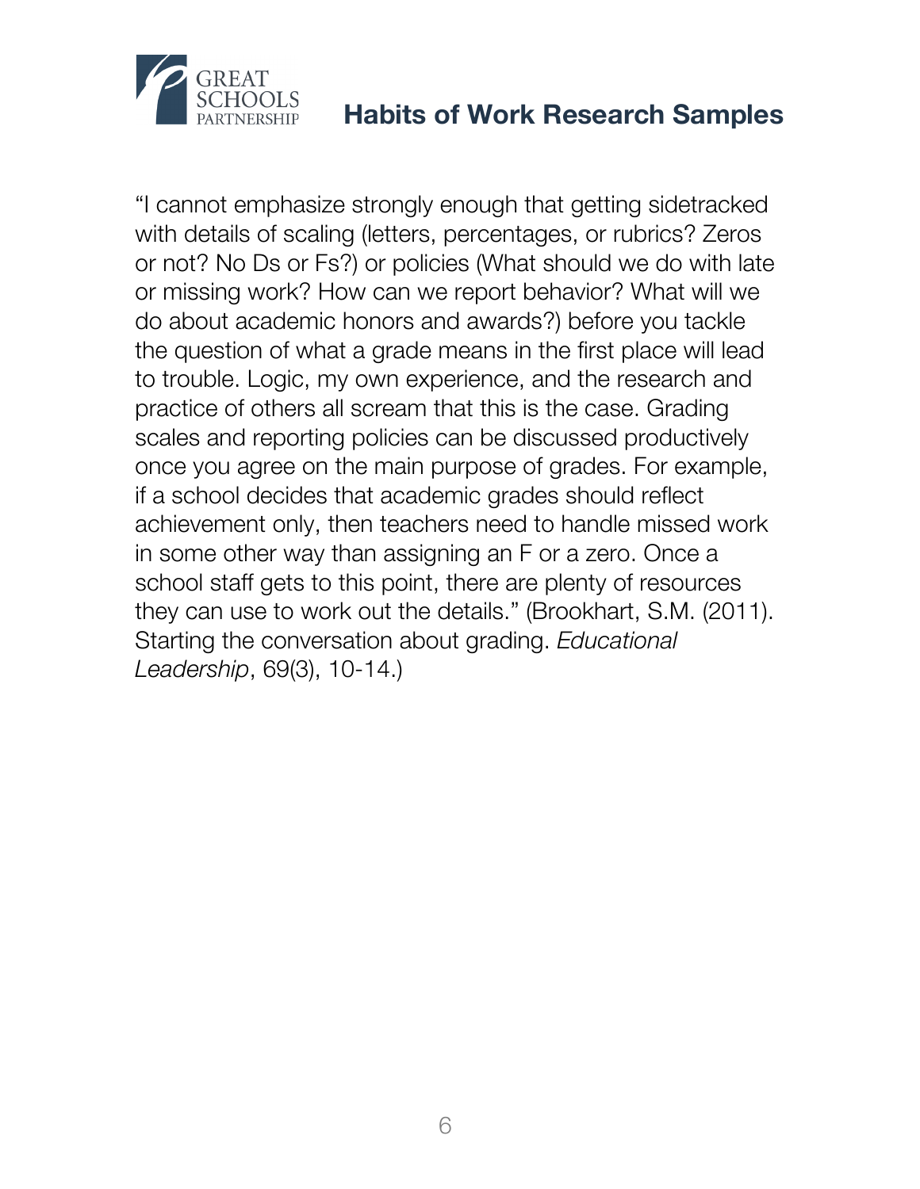"I cannot emphasize strongly enough that getting sidetracked with details of scaling (letters, percentages, or rubrics? Zeros or not? No Ds or Fs?) or policies (What should we do with late or missing work? How can we report behavior? What will we do about academic honors and awards?) before you tackle the question of what a grade means in the first place will lead to trouble. Logic, my own experience, and the research and practice of others all scream that this is the case. Grading scales and reporting policies can be discussed productively once you agree on the main purpose of grades. For example, if a school decides that academic grades should reflect achievement only, then teachers need to handle missed work in some other way than assigning an F or a zero. Once a school staff gets to this point, there are plenty of resources they can use to work out the details." (Brookhart, S.M. (2011). Starting the conversation about grading. *Educational Leadership*, 69(3), 10-14.)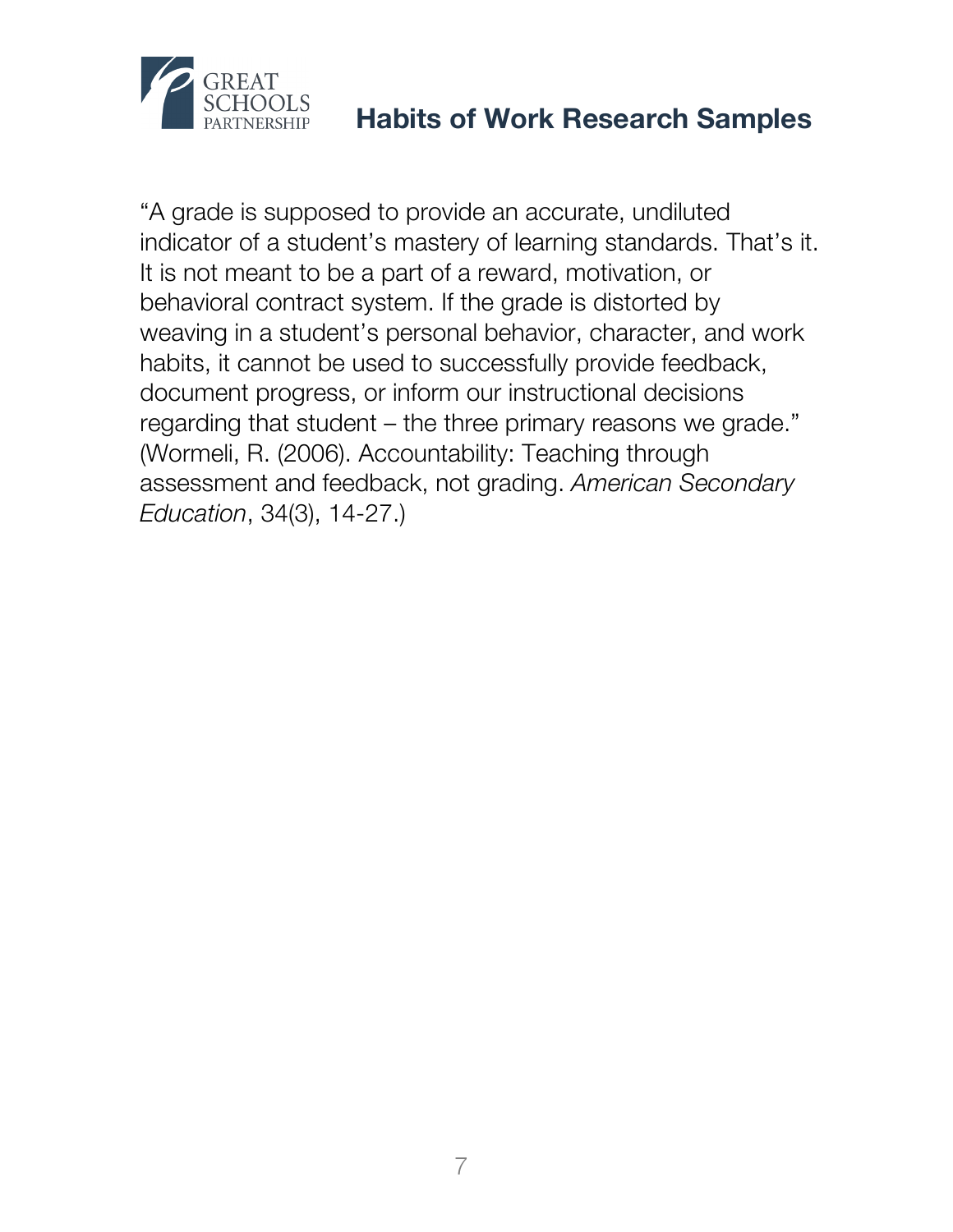"A grade is supposed to provide an accurate, undiluted indicator of a student's mastery of learning standards. That's it. It is not meant to be a part of a reward, motivation, or behavioral contract system. If the grade is distorted by weaving in a student's personal behavior, character, and work habits, it cannot be used to successfully provide feedback, document progress, or inform our instructional decisions regarding that student – the three primary reasons we grade." (Wormeli, R. (2006). Accountability: Teaching through assessment and feedback, not grading. *American Secondary Education*, 34(3), 14-27.)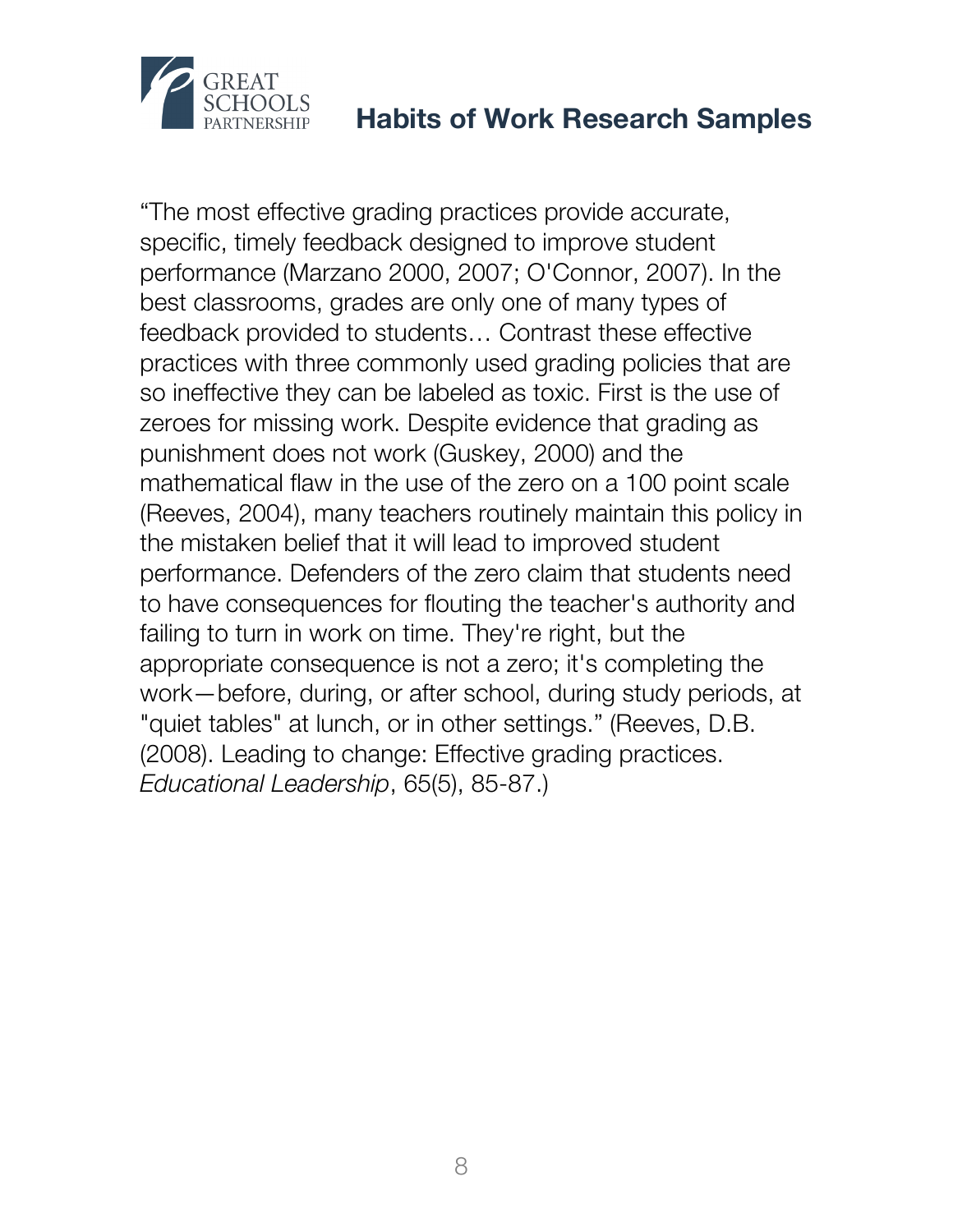"The most effective grading practices provide accurate, specific, timely feedback designed to improve student performance (Marzano 2000, 2007; O'Connor, 2007). In the best classrooms, grades are only one of many types of feedback provided to students… Contrast these effective practices with three commonly used grading policies that are so ineffective they can be labeled as toxic. First is the use of zeroes for missing work. Despite evidence that grading as punishment does not work (Guskey, 2000) and the mathematical flaw in the use of the zero on a 100 point scale (Reeves, 2004), many teachers routinely maintain this policy in the mistaken belief that it will lead to improved student performance. Defenders of the zero claim that students need to have consequences for flouting the teacher's authority and failing to turn in work on time. They're right, but the appropriate consequence is not a zero; it's completing the work—before, during, or after school, during study periods, at "quiet tables" at lunch, or in other settings." (Reeves, D.B. (2008). Leading to change: Effective grading practices. *Educational Leadership*, 65(5), 85-87.)